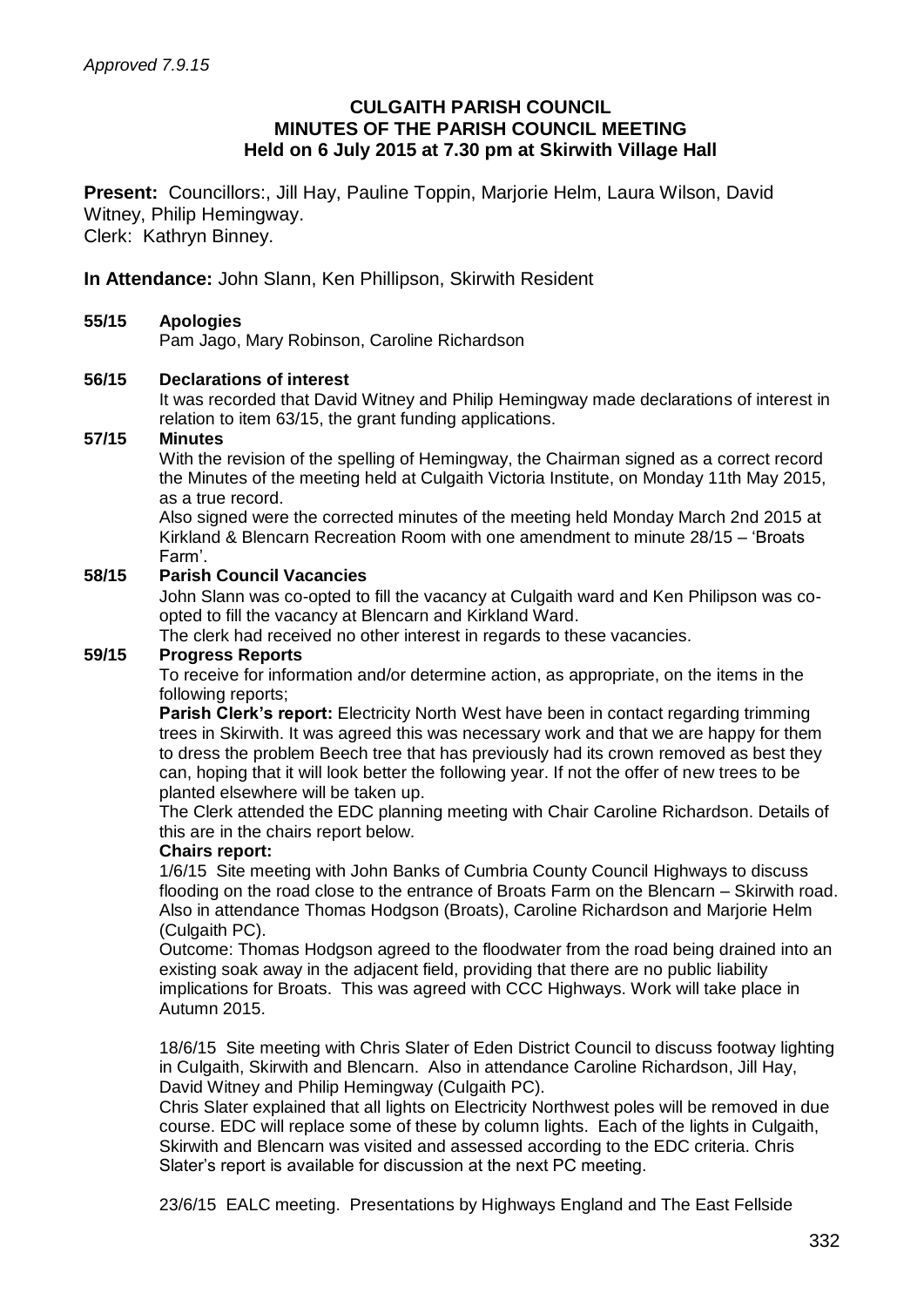*Approved 7.9.15*

# CULGAITH PARISH COUNCIL
## MINUTES OF THE PARISH COUNCIL MEETING
### Held on 6 July 2015 at 7.30 pm at Skirwith Village Hall

**Present:** Councillors:, Jill Hay, Pauline Toppin, Marjorie Helm, Laura Wilson, David Witney, Philip Hemingway.
Clerk: Kathryn Binney.

**In Attendance:** John Slann, Ken Phillipson, Skirwith Resident

**55/15 Apologies**

Pam Jago, Mary Robinson, Caroline Richardson

**56/15 Declarations of interest**

It was recorded that David Witney and Philip Hemingway made declarations of interest in relation to item 63/15, the grant funding applications.

**57/15 Minutes**

With the revision of the spelling of Hemingway, the Chairman signed as a correct record the Minutes of the meeting held at Culgaith Victoria Institute, on Monday 11th May 2015, as a true record.

Also signed were the corrected minutes of the meeting held Monday March 2nd 2015 at Kirkland & Blencarn Recreation Room with one amendment to minute 28/15 – 'Broats Farm'.

**58/15 Parish Council Vacancies**

John Slann was co-opted to fill the vacancy at Culgaith ward and Ken Philipson was co-opted to fill the vacancy at Blencarn and Kirkland Ward.

The clerk had received no other interest in regards to these vacancies.

**59/15 Progress Reports**

To receive for information and/or determine action, as appropriate, on the items in the following reports;

**Parish Clerk's report:** Electricity North West have been in contact regarding trimming trees in Skirwith. It was agreed this was necessary work and that we are happy for them to dress the problem Beech tree that has previously had its crown removed as best they can, hoping that it will look better the following year. If not the offer of new trees to be planted elsewhere will be taken up.

The Clerk attended the EDC planning meeting with Chair Caroline Richardson. Details of this are in the chairs report below.

**Chairs report:**

1/6/15 Site meeting with John Banks of Cumbria County Council Highways to discuss flooding on the road close to the entrance of Broats Farm on the Blencarn – Skirwith road. Also in attendance Thomas Hodgson (Broats), Caroline Richardson and Marjorie Helm (Culgaith PC).

Outcome: Thomas Hodgson agreed to the floodwater from the road being drained into an existing soak away in the adjacent field, providing that there are no public liability implications for Broats. This was agreed with CCC Highways. Work will take place in Autumn 2015.

18/6/15 Site meeting with Chris Slater of Eden District Council to discuss footway lighting in Culgaith, Skirwith and Blencarn. Also in attendance Caroline Richardson, Jill Hay, David Witney and Philip Hemingway (Culgaith PC).

Chris Slater explained that all lights on Electricity Northwest poles will be removed in due course. EDC will replace some of these by column lights. Each of the lights in Culgaith, Skirwith and Blencarn was visited and assessed according to the EDC criteria. Chris Slater's report is available for discussion at the next PC meeting.

23/6/15 EALC meeting. Presentations by Highways England and The East Fellside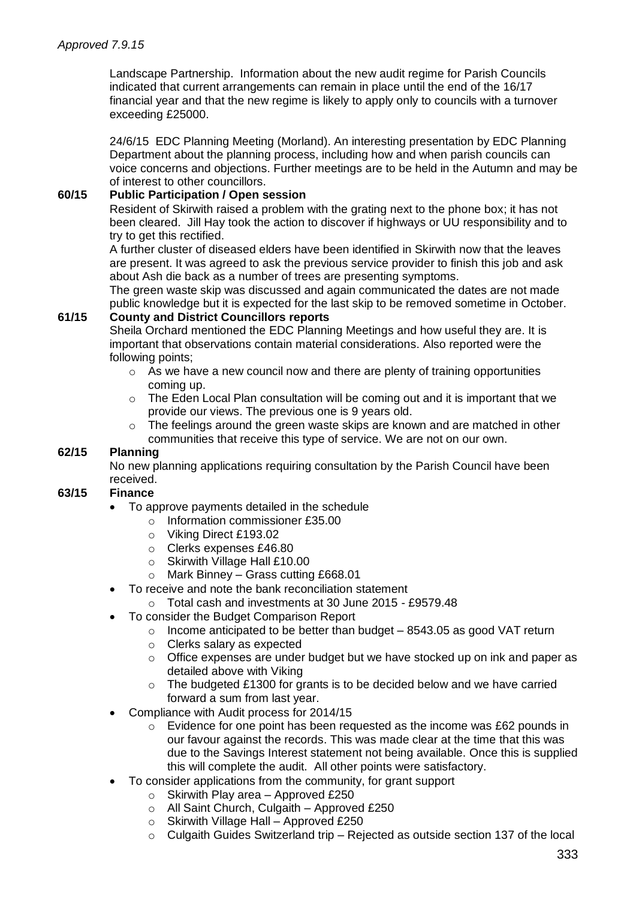*Approved 7.9.15*

Landscape Partnership. Information about the new audit regime for Parish Councils indicated that current arrangements can remain in place until the end of the 16/17 financial year and that the new regime is likely to apply only to councils with a turnover exceeding £25000.

24/6/15 EDC Planning Meeting (Morland). An interesting presentation by EDC Planning Department about the planning process, including how and when parish councils can voice concerns and objections. Further meetings are to be held in the Autumn and may be of interest to other councillors.

**60/15 Public Participation / Open session**

Resident of Skirwith raised a problem with the grating next to the phone box; it has not been cleared. Jill Hay took the action to discover if highways or UU responsibility and to try to get this rectified.

A further cluster of diseased elders have been identified in Skirwith now that the leaves are present. It was agreed to ask the previous service provider to finish this job and ask about Ash die back as a number of trees are presenting symptoms.

The green waste skip was discussed and again communicated the dates are not made public knowledge but it is expected for the last skip to be removed sometime in October.

**61/15 County and District Councillors reports**

Sheila Orchard mentioned the EDC Planning Meetings and how useful they are. It is important that observations contain material considerations. Also reported were the following points;

- As we have a new council now and there are plenty of training opportunities coming up.
- The Eden Local Plan consultation will be coming out and it is important that we provide our views. The previous one is 9 years old.
- The feelings around the green waste skips are known and are matched in other communities that receive this type of service. We are not on our own.

**62/15 Planning**

No new planning applications requiring consultation by the Parish Council have been received.

**63/15 Finance**

- To approve payments detailed in the schedule
  - Information commissioner £35.00
  - Viking Direct £193.02
  - Clerks expenses £46.80
  - Skirwith Village Hall £10.00
  - Mark Binney – Grass cutting £668.01
- To receive and note the bank reconciliation statement
  - Total cash and investments at 30 June 2015 - £9579.48
- To consider the Budget Comparison Report
  - Income anticipated to be better than budget – 8543.05 as good VAT return
  - Clerks salary as expected
  - Office expenses are under budget but we have stocked up on ink and paper as detailed above with Viking
  - The budgeted £1300 for grants is to be decided below and we have carried forward a sum from last year.
- Compliance with Audit process for 2014/15
  - Evidence for one point has been requested as the income was £62 pounds in our favour against the records. This was made clear at the time that this was due to the Savings Interest statement not being available. Once this is supplied this will complete the audit. All other points were satisfactory.
- To consider applications from the community, for grant support
  - Skirwith Play area – Approved £250
  - All Saint Church, Culgaith – Approved £250
  - Skirwith Village Hall – Approved £250
  - Culgaith Guides Switzerland trip – Rejected as outside section 137 of the local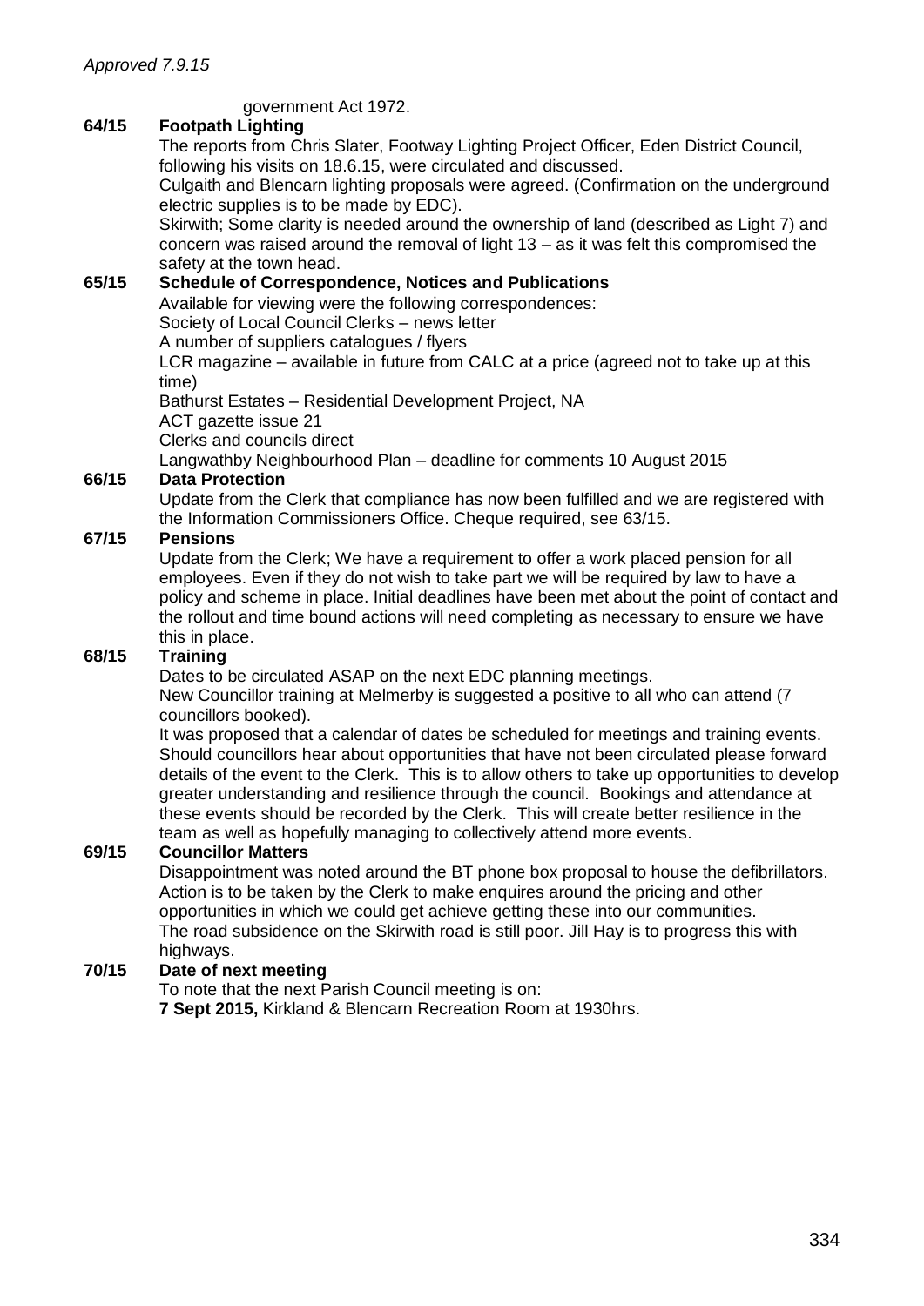*Approved 7.9.15*

government Act 1972.

**64/15 Footpath Lighting**

The reports from Chris Slater, Footway Lighting Project Officer, Eden District Council, following his visits on 18.6.15, were circulated and discussed.

Culgaith and Blencarn lighting proposals were agreed. (Confirmation on the underground electric supplies is to be made by EDC).

Skirwith; Some clarity is needed around the ownership of land (described as Light 7) and concern was raised around the removal of light 13 – as it was felt this compromised the safety at the town head.

**65/15 Schedule of Correspondence, Notices and Publications**

Available for viewing were the following correspondences:

Society of Local Council Clerks – news letter

A number of suppliers catalogues / flyers

LCR magazine – available in future from CALC at a price (agreed not to take up at this time)

Bathurst Estates – Residential Development Project, NA

ACT gazette issue 21

Clerks and councils direct

Langwathby Neighbourhood Plan – deadline for comments 10 August 2015

**66/15 Data Protection**

Update from the Clerk that compliance has now been fulfilled and we are registered with the Information Commissioners Office. Cheque required, see 63/15.

**67/15 Pensions**

Update from the Clerk; We have a requirement to offer a work placed pension for all employees. Even if they do not wish to take part we will be required by law to have a policy and scheme in place. Initial deadlines have been met about the point of contact and the rollout and time bound actions will need completing as necessary to ensure we have this in place.

**68/15 Training**

Dates to be circulated ASAP on the next EDC planning meetings.

New Councillor training at Melmerby is suggested a positive to all who can attend (7 councillors booked).

It was proposed that a calendar of dates be scheduled for meetings and training events. Should councillors hear about opportunities that have not been circulated please forward details of the event to the Clerk. This is to allow others to take up opportunities to develop greater understanding and resilience through the council. Bookings and attendance at these events should be recorded by the Clerk. This will create better resilience in the team as well as hopefully managing to collectively attend more events.

**69/15 Councillor Matters**

Disappointment was noted around the BT phone box proposal to house the defibrillators. Action is to be taken by the Clerk to make enquires around the pricing and other opportunities in which we could get achieve getting these into our communities.

The road subsidence on the Skirwith road is still poor. Jill Hay is to progress this with highways.

**70/15 Date of next meeting**

To note that the next Parish Council meeting is on:

**7 Sept 2015,** Kirkland & Blencarn Recreation Room at 1930hrs.